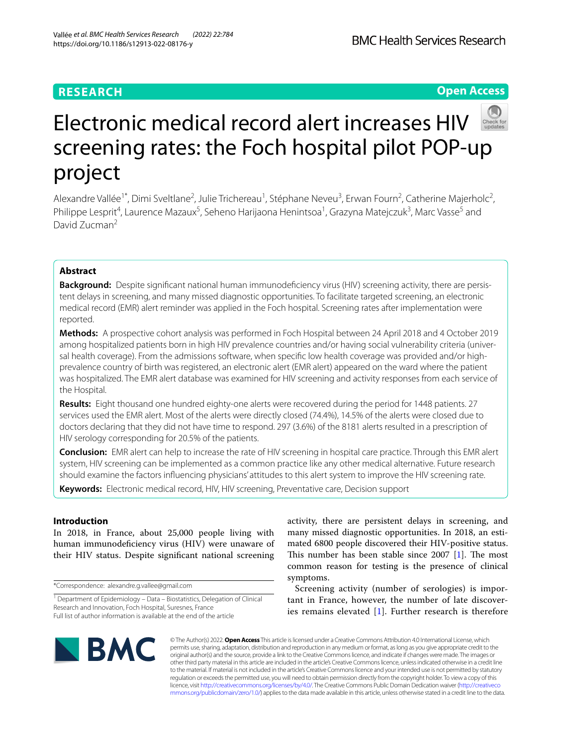RESEARCH

Open Access

# Electronic medical record alert increases HIV screening rates: the Foch hospital pilot POP-up project

Alexandre Vallée[1*], Dimi Sveltlane[2], Julie Trichereau[1], Stéphane Neveu[3], Erwan Fourn[2], Catherine Majerholc[2], Philippe Lesprit[4], Laurence Mazaux[5], Seheno Harijaona Henintsoa[1], Grazyna Matejczuk[3], Marc Vasse[5] and David Zucman[2]

## Abstract

**Background:** Despite significant national human immunodeficiency virus (HIV) screening activity, there are persistent delays in screening, and many missed diagnostic opportunities. To facilitate targeted screening, an electronic medical record (EMR) alert reminder was applied in the Foch hospital. Screening rates after implementation were reported.

**Methods:** A prospective cohort analysis was performed in Foch Hospital between 24 April 2018 and 4 October 2019 among hospitalized patients born in high HIV prevalence countries and/or having social vulnerability criteria (universal health coverage). From the admissions software, when specific low health coverage was provided and/or high-prevalence country of birth was registered, an electronic alert (EMR alert) appeared on the ward where the patient was hospitalized. The EMR alert database was examined for HIV screening and activity responses from each service of the Hospital.

**Results:** Eight thousand one hundred eighty-one alerts were recovered during the period for 1448 patients. 27 services used the EMR alert. Most of the alerts were directly closed (74.4%), 14.5% of the alerts were closed due to doctors declaring that they did not have time to respond. 297 (3.6%) of the 8181 alerts resulted in a prescription of HIV serology corresponding for 20.5% of the patients.

**Conclusion:** EMR alert can help to increase the rate of HIV screening in hospital care practice. Through this EMR alert system, HIV screening can be implemented as a common practice like any other medical alternative. Future research should examine the factors influencing physicians' attitudes to this alert system to improve the HIV screening rate.

**Keywords:** Electronic medical record, HIV, HIV screening, Preventative care, Decision support

## Introduction

In 2018, in France, about 25,000 people living with human immunodeficiency virus (HIV) were unaware of their HIV status. Despite significant national screening activity, there are persistent delays in screening, and many missed diagnostic opportunities. In 2018, an estimated 6800 people discovered their HIV-positive status. This number has been stable since 2007 [1]. The most common reason for testing is the presence of clinical symptoms.

Screening activity (number of serologies) is important in France, however, the number of late discoveries remains elevated [1]. Further research is therefore

*Correspondence: alexandre.g.vallee@gmail.com

[1] Department of Epidemiology – Data – Biostatistics, Delegation of Clinical Research and Innovation, Foch Hospital, Suresnes, France
Full list of author information is available at the end of the article

© The Author(s) 2022. **Open Access** This article is licensed under a Creative Commons Attribution 4.0 International License, which permits use, sharing, adaptation, distribution and reproduction in any medium or format, as long as you give appropriate credit to the original author(s) and the source, provide a link to the Creative Commons licence, and indicate if changes were made. The images or other third party material in this article are included in the article's Creative Commons licence, unless indicated otherwise in a credit line to the material. If material is not included in the article's Creative Commons licence and your intended use is not permitted by statutory regulation or exceeds the permitted use, you will need to obtain permission directly from the copyright holder. To view a copy of this licence, visit http://creativecommons.org/licenses/by/4.0/. The Creative Commons Public Domain Dedication waiver (http://creativecommons.org/publicdomain/zero/1.0/) applies to the data made available in this article, unless otherwise stated in a credit line to the data.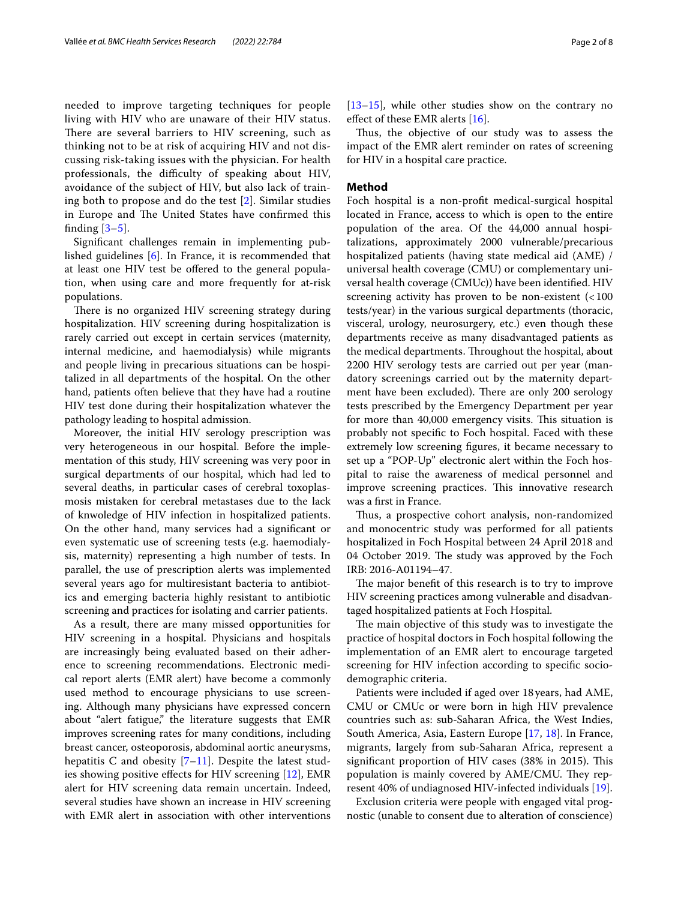needed to improve targeting techniques for people living with HIV who are unaware of their HIV status. There are several barriers to HIV screening, such as thinking not to be at risk of acquiring HIV and not discussing risk-taking issues with the physician. For health professionals, the difficulty of speaking about HIV, avoidance of the subject of HIV, but also lack of training both to propose and do the test [2]. Similar studies in Europe and The United States have confirmed this finding [3–5].

Significant challenges remain in implementing published guidelines [6]. In France, it is recommended that at least one HIV test be offered to the general population, when using care and more frequently for at-risk populations.

There is no organized HIV screening strategy during hospitalization. HIV screening during hospitalization is rarely carried out except in certain services (maternity, internal medicine, and haemodialysis) while migrants and people living in precarious situations can be hospitalized in all departments of the hospital. On the other hand, patients often believe that they have had a routine HIV test done during their hospitalization whatever the pathology leading to hospital admission.

Moreover, the initial HIV serology prescription was very heterogeneous in our hospital. Before the implementation of this study, HIV screening was very poor in surgical departments of our hospital, which had led to several deaths, in particular cases of cerebral toxoplasmosis mistaken for cerebral metastases due to the lack of knwoledge of HIV infection in hospitalized patients. On the other hand, many services had a significant or even systematic use of screening tests (e.g. haemodialysis, maternity) representing a high number of tests. In parallel, the use of prescription alerts was implemented several years ago for multiresistant bacteria to antibiotics and emerging bacteria highly resistant to antibiotic screening and practices for isolating and carrier patients.

As a result, there are many missed opportunities for HIV screening in a hospital. Physicians and hospitals are increasingly being evaluated based on their adherence to screening recommendations. Electronic medical report alerts (EMR alert) have become a commonly used method to encourage physicians to use screening. Although many physicians have expressed concern about "alert fatigue," the literature suggests that EMR improves screening rates for many conditions, including breast cancer, osteoporosis, abdominal aortic aneurysms, hepatitis C and obesity [7–11]. Despite the latest studies showing positive effects for HIV screening [12], EMR alert for HIV screening data remain uncertain. Indeed, several studies have shown an increase in HIV screening with EMR alert in association with other interventions [13–15], while other studies show on the contrary no effect of these EMR alerts [16].

Thus, the objective of our study was to assess the impact of the EMR alert reminder on rates of screening for HIV in a hospital care practice.

## Method

Foch hospital is a non-profit medical-surgical hospital located in France, access to which is open to the entire population of the area. Of the 44,000 annual hospitalizations, approximately 2000 vulnerable/precarious hospitalized patients (having state medical aid (AME) / universal health coverage (CMU) or complementary universal health coverage (CMUc)) have been identified. HIV screening activity has proven to be non-existent (< 100 tests/year) in the various surgical departments (thoracic, visceral, urology, neurosurgery, etc.) even though these departments receive as many disadvantaged patients as the medical departments. Throughout the hospital, about 2200 HIV serology tests are carried out per year (mandatory screenings carried out by the maternity department have been excluded). There are only 200 serology tests prescribed by the Emergency Department per year for more than 40,000 emergency visits. This situation is probably not specific to Foch hospital. Faced with these extremely low screening figures, it became necessary to set up a "POP-Up" electronic alert within the Foch hospital to raise the awareness of medical personnel and improve screening practices. This innovative research was a first in France.

Thus, a prospective cohort analysis, non-randomized and monocentric study was performed for all patients hospitalized in Foch Hospital between 24 April 2018 and 04 October 2019. The study was approved by the Foch IRB: 2016-A01194–47.

The major benefit of this research is to try to improve HIV screening practices among vulnerable and disadvantaged hospitalized patients at Foch Hospital.

The main objective of this study was to investigate the practice of hospital doctors in Foch hospital following the implementation of an EMR alert to encourage targeted screening for HIV infection according to specific sociodemographic criteria.

Patients were included if aged over 18 years, had AME, CMU or CMUc or were born in high HIV prevalence countries such as: sub-Saharan Africa, the West Indies, South America, Asia, Eastern Europe [17, 18]. In France, migrants, largely from sub-Saharan Africa, represent a significant proportion of HIV cases (38% in 2015). This population is mainly covered by AME/CMU. They represent 40% of undiagnosed HIV-infected individuals [19].

Exclusion criteria were people with engaged vital prognostic (unable to consent due to alteration of conscience)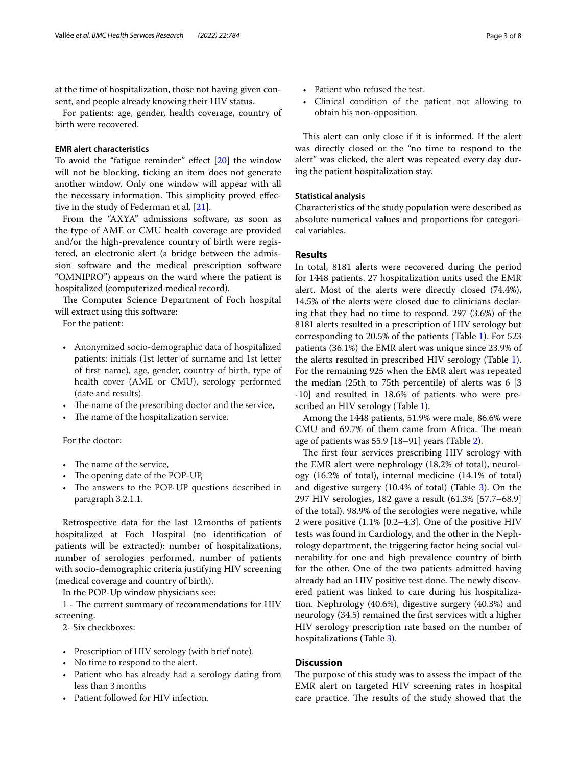at the time of hospitalization, those not having given consent, and people already knowing their HIV status.

For patients: age, gender, health coverage, country of birth were recovered.

#### EMR alert characteristics

To avoid the "fatigue reminder" effect [20] the window will not be blocking, ticking an item does not generate another window. Only one window will appear with all the necessary information. This simplicity proved effective in the study of Federman et al. [21].

From the "AXYA" admissions software, as soon as the type of AME or CMU health coverage are provided and/or the high-prevalence country of birth were registered, an electronic alert (a bridge between the admission software and the medical prescription software "OMNIPRO") appears on the ward where the patient is hospitalized (computerized medical record).

The Computer Science Department of Foch hospital will extract using this software:

For the patient:

- Anonymized socio-demographic data of hospitalized patients: initials (1st letter of surname and 1st letter of first name), age, gender, country of birth, type of health cover (AME or CMU), serology performed (date and results).
- The name of the prescribing doctor and the service,
- The name of the hospitalization service.

For the doctor:

- The name of the service,
- The opening date of the POP-UP,
- The answers to the POP-UP questions described in paragraph 3.2.1.1.

Retrospective data for the last 12 months of patients hospitalized at Foch Hospital (no identification of patients will be extracted): number of hospitalizations, number of serologies performed, number of patients with socio-demographic criteria justifying HIV screening (medical coverage and country of birth).

In the POP-Up window physicians see:

1 - The current summary of recommendations for HIV screening.

2- Six checkboxes:

- Prescription of HIV serology (with brief note).
- No time to respond to the alert.
- Patient who has already had a serology dating from less than 3 months
- Patient followed for HIV infection.
- Patient who refused the test.
- Clinical condition of the patient not allowing to obtain his non-opposition.

This alert can only close if it is informed. If the alert was directly closed or the "no time to respond to the alert" was clicked, the alert was repeated every day during the patient hospitalization stay.

#### Statistical analysis

Characteristics of the study population were described as absolute numerical values and proportions for categorical variables.

## Results

In total, 8181 alerts were recovered during the period for 1448 patients. 27 hospitalization units used the EMR alert. Most of the alerts were directly closed (74.4%), 14.5% of the alerts were closed due to clinicians declaring that they had no time to respond. 297 (3.6%) of the 8181 alerts resulted in a prescription of HIV serology but corresponding to 20.5% of the patients (Table 1). For 523 patients (36.1%) the EMR alert was unique since 23.9% of the alerts resulted in prescribed HIV serology (Table 1). For the remaining 925 when the EMR alert was repeated the median (25th to 75th percentile) of alerts was 6 [3 -10] and resulted in 18.6% of patients who were prescribed an HIV serology (Table 1).

Among the 1448 patients, 51.9% were male, 86.6% were CMU and 69.7% of them came from Africa. The mean age of patients was 55.9 [18–91] years (Table 2).

The first four services prescribing HIV serology with the EMR alert were nephrology (18.2% of total), neurology (16.2% of total), internal medicine (14.1% of total) and digestive surgery (10.4% of total) (Table 3). On the 297 HIV serologies, 182 gave a result (61.3% [57.7–68.9] of the total). 98.9% of the serologies were negative, while 2 were positive (1.1% [0.2–4.3]. One of the positive HIV tests was found in Cardiology, and the other in the Nephrology department, the triggering factor being social vulnerability for one and high prevalence country of birth for the other. One of the two patients admitted having already had an HIV positive test done. The newly discovered patient was linked to care during his hospitalization. Nephrology (40.6%), digestive surgery (40.3%) and neurology (34.5) remained the first services with a higher HIV serology prescription rate based on the number of hospitalizations (Table 3).

## Discussion

The purpose of this study was to assess the impact of the EMR alert on targeted HIV screening rates in hospital care practice. The results of the study showed that the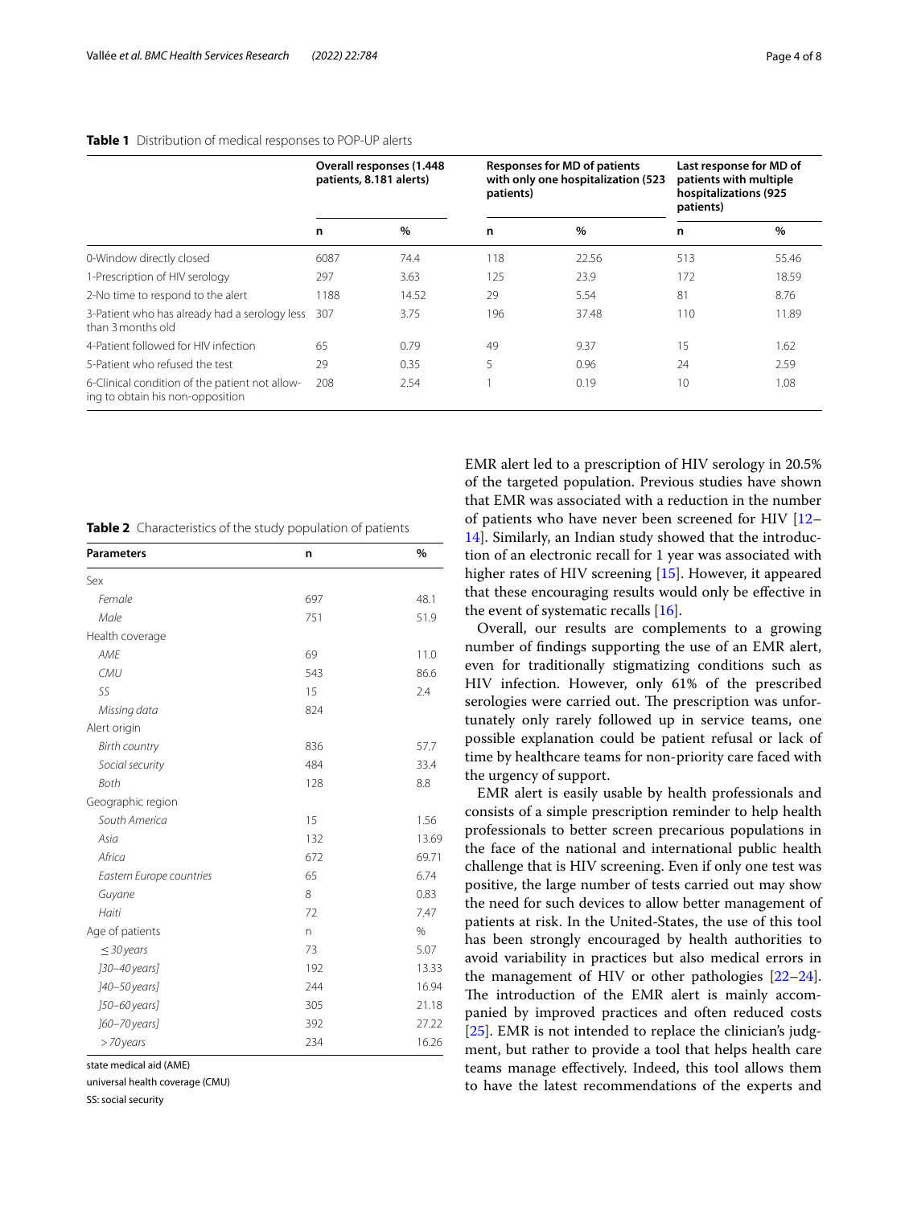**Table 1** Distribution of medical responses to POP-UP alerts

| | Overall responses (1.448 patients, 8.181 alerts) | | Responses for MD of patients with only one hospitalization (523 patients) | | Last response for MD of patients with multiple hospitalizations (925 patients) | |
|---|---|---|---|---|---|---|
| | n | % | n | % | n | % |
| 0-Window directly closed | 6087 | 74.4 | 118 | 22.56 | 513 | 55.46 |
| 1-Prescription of HIV serology | 297 | 3.63 | 125 | 23.9 | 172 | 18.59 |
| 2-No time to respond to the alert | 1188 | 14.52 | 29 | 5.54 | 81 | 8.76 |
| 3-Patient who has already had a serology less than 3 months old | 307 | 3.75 | 196 | 37.48 | 110 | 11.89 |
| 4-Patient followed for HIV infection | 65 | 0.79 | 49 | 9.37 | 15 | 1.62 |
| 5-Patient who refused the test | 29 | 0.35 | 5 | 0.96 | 24 | 2.59 |
| 6-Clinical condition of the patient not allowing to obtain his non-opposition | 208 | 2.54 | 1 | 0.19 | 10 | 1.08 |

**Table 2** Characteristics of the study population of patients

| Parameters | n | % |
|---|---|---|
| Sex | | |
| *Female* | 697 | 48.1 |
| *Male* | 751 | 51.9 |
| Health coverage | | |
| *AME* | 69 | 11.0 |
| *CMU* | 543 | 86.6 |
| *SS* | 15 | 2.4 |
| *Missing data* | 824 | |
| Alert origin | | |
| *Birth country* | 836 | 57.7 |
| *Social security* | 484 | 33.4 |
| *Both* | 128 | 8.8 |
| Geographic region | | |
| *South America* | 15 | 1.56 |
| *Asia* | 132 | 13.69 |
| *Africa* | 672 | 69.71 |
| *Eastern Europe countries* | 65 | 6.74 |
| *Guyane* | 8 | 0.83 |
| *Haiti* | 72 | 7.47 |
| Age of patients | n | % |
| *≤ 30 years* | 73 | 5.07 |
| *]30–40 years]* | 192 | 13.33 |
| *]40–50 years]* | 244 | 16.94 |
| *]50–60 years]* | 305 | 21.18 |
| *]60–70 years]* | 392 | 27.22 |
| *> 70 years* | 234 | 16.26 |

state medical aid (AME)

universal health coverage (CMU)

SS: social security

EMR alert led to a prescription of HIV serology in 20.5% of the targeted population. Previous studies have shown that EMR was associated with a reduction in the number of patients who have never been screened for HIV [12–14]. Similarly, an Indian study showed that the introduction of an electronic recall for 1 year was associated with higher rates of HIV screening [15]. However, it appeared that these encouraging results would only be effective in the event of systematic recalls [16].

Overall, our results are complements to a growing number of findings supporting the use of an EMR alert, even for traditionally stigmatizing conditions such as HIV infection. However, only 61% of the prescribed serologies were carried out. The prescription was unfortunately only rarely followed up in service teams, one possible explanation could be patient refusal or lack of time by healthcare teams for non-priority care faced with the urgency of support.

EMR alert is easily usable by health professionals and consists of a simple prescription reminder to help health professionals to better screen precarious populations in the face of the national and international public health challenge that is HIV screening. Even if only one test was positive, the large number of tests carried out may show the need for such devices to allow better management of patients at risk. In the United-States, the use of this tool has been strongly encouraged by health authorities to avoid variability in practices but also medical errors in the management of HIV or other pathologies [22–24]. The introduction of the EMR alert is mainly accompanied by improved practices and often reduced costs [25]. EMR is not intended to replace the clinician's judgment, but rather to provide a tool that helps health care teams manage effectively. Indeed, this tool allows them to have the latest recommendations of the experts and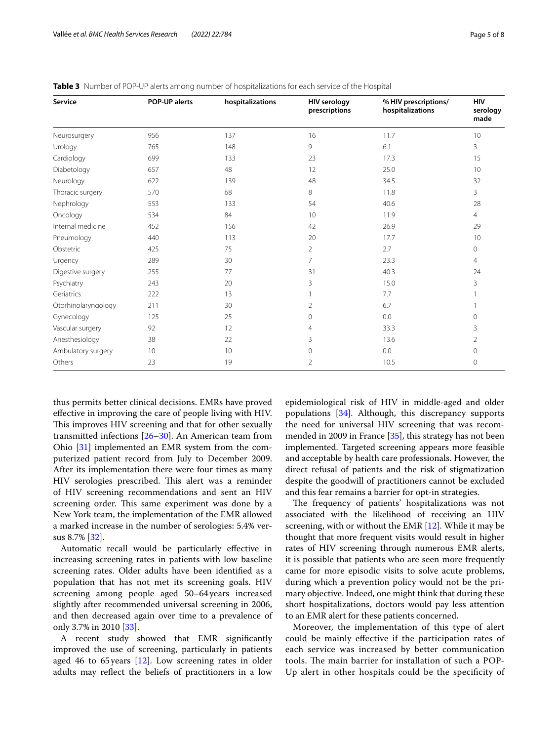**Table 3** Number of POP-UP alerts among number of hospitalizations for each service of the Hospital

| Service | POP-UP alerts | hospitalizations | HIV serology prescriptions | % HIV prescriptions/ hospitalizations | HIV serology made |
|---|---|---|---|---|---|
| Neurosurgery | 956 | 137 | 16 | 11.7 | 10 |
| Urology | 765 | 148 | 9 | 6.1 | 3 |
| Cardiology | 699 | 133 | 23 | 17.3 | 15 |
| Diabetology | 657 | 48 | 12 | 25.0 | 10 |
| Neurology | 622 | 139 | 48 | 34.5 | 32 |
| Thoracic surgery | 570 | 68 | 8 | 11.8 | 3 |
| Nephrology | 553 | 133 | 54 | 40.6 | 28 |
| Oncology | 534 | 84 | 10 | 11.9 | 4 |
| Internal medicine | 452 | 156 | 42 | 26.9 | 29 |
| Pneumology | 440 | 113 | 20 | 17.7 | 10 |
| Obstetric | 425 | 75 | 2 | 2.7 | 0 |
| Urgency | 289 | 30 | 7 | 23.3 | 4 |
| Digestive surgery | 255 | 77 | 31 | 40.3 | 24 |
| Psychiatry | 243 | 20 | 3 | 15.0 | 3 |
| Geriatrics | 222 | 13 | 1 | 7.7 | 1 |
| Otorhinolaryngology | 211 | 30 | 2 | 6.7 | 1 |
| Gynecology | 125 | 25 | 0 | 0.0 | 0 |
| Vascular surgery | 92 | 12 | 4 | 33.3 | 3 |
| Anesthesiology | 38 | 22 | 3 | 13.6 | 2 |
| Ambulatory surgery | 10 | 10 | 0 | 0.0 | 0 |
| Others | 23 | 19 | 2 | 10.5 | 0 |

thus permits better clinical decisions. EMRs have proved effective in improving the care of people living with HIV. This improves HIV screening and that for other sexually transmitted infections [26–30]. An American team from Ohio [31] implemented an EMR system from the computerized patient record from July to December 2009. After its implementation there were four times as many HIV serologies prescribed. This alert was a reminder of HIV screening recommendations and sent an HIV screening order. This same experiment was done by a New York team, the implementation of the EMR allowed a marked increase in the number of serologies: 5.4% versus 8.7% [32].

Automatic recall would be particularly effective in increasing screening rates in patients with low baseline screening rates. Older adults have been identified as a population that has not met its screening goals. HIV screening among people aged 50–64 years increased slightly after recommended universal screening in 2006, and then decreased again over time to a prevalence of only 3.7% in 2010 [33].

A recent study showed that EMR significantly improved the use of screening, particularly in patients aged 46 to 65 years [12]. Low screening rates in older adults may reflect the beliefs of practitioners in a low epidemiological risk of HIV in middle-aged and older populations [34]. Although, this discrepancy supports the need for universal HIV screening that was recommended in 2009 in France [35], this strategy has not been implemented. Targeted screening appears more feasible and acceptable by health care professionals. However, the direct refusal of patients and the risk of stigmatization despite the goodwill of practitioners cannot be excluded and this fear remains a barrier for opt-in strategies.

The frequency of patients' hospitalizations was not associated with the likelihood of receiving an HIV screening, with or without the EMR [12]. While it may be thought that more frequent visits would result in higher rates of HIV screening through numerous EMR alerts, it is possible that patients who are seen more frequently came for more episodic visits to solve acute problems, during which a prevention policy would not be the primary objective. Indeed, one might think that during these short hospitalizations, doctors would pay less attention to an EMR alert for these patients concerned.

Moreover, the implementation of this type of alert could be mainly effective if the participation rates of each service was increased by better communication tools. The main barrier for installation of such a POP-Up alert in other hospitals could be the specificity of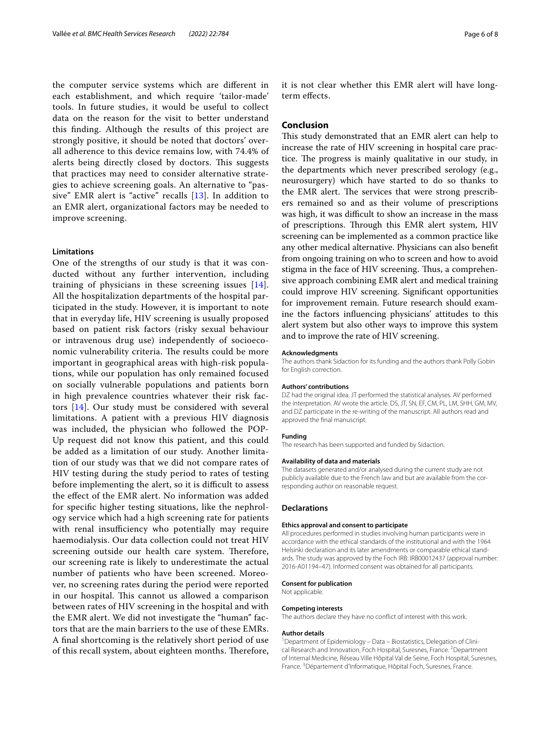the computer service systems which are different in each establishment, and which require 'tailor-made' tools. In future studies, it would be useful to collect data on the reason for the visit to better understand this finding. Although the results of this project are strongly positive, it should be noted that doctors' overall adherence to this device remains low, with 74.4% of alerts being directly closed by doctors. This suggests that practices may need to consider alternative strategies to achieve screening goals. An alternative to "passive" EMR alert is "active" recalls [13]. In addition to an EMR alert, organizational factors may be needed to improve screening.

### Limitations

One of the strengths of our study is that it was conducted without any further intervention, including training of physicians in these screening issues [14]. All the hospitalization departments of the hospital participated in the study. However, it is important to note that in everyday life, HIV screening is usually proposed based on patient risk factors (risky sexual behaviour or intravenous drug use) independently of socioeconomic vulnerability criteria. The results could be more important in geographical areas with high-risk populations, while our population has only remained focused on socially vulnerable populations and patients born in high prevalence countries whatever their risk factors [14]. Our study must be considered with several limitations. A patient with a previous HIV diagnosis was included, the physician who followed the POP-Up request did not know this patient, and this could be added as a limitation of our study. Another limitation of our study was that we did not compare rates of HIV testing during the study period to rates of testing before implementing the alert, so it is difficult to assess the effect of the EMR alert. No information was added for specific higher testing situations, like the nephrology service which had a high screening rate for patients with renal insufficiency who potentially may require haemodialysis. Our data collection could not treat HIV screening outside our health care system. Therefore, our screening rate is likely to underestimate the actual number of patients who have been screened. Moreover, no screening rates during the period were reported in our hospital. This cannot us allowed a comparison between rates of HIV screening in the hospital and with the EMR alert. We did not investigate the "human" factors that are the main barriers to the use of these EMRs. A final shortcoming is the relatively short period of use of this recall system, about eighteen months. Therefore, it is not clear whether this EMR alert will have long-term effects.

## Conclusion

This study demonstrated that an EMR alert can help to increase the rate of HIV screening in hospital care practice. The progress is mainly qualitative in our study, in the departments which never prescribed serology (e.g., neurosurgery) which have started to do so thanks to the EMR alert. The services that were strong prescribers remained so and as their volume of prescriptions was high, it was difficult to show an increase in the mass of prescriptions. Through this EMR alert system, HIV screening can be implemented as a common practice like any other medical alternative. Physicians can also benefit from ongoing training on who to screen and how to avoid stigma in the face of HIV screening. Thus, a comprehensive approach combining EMR alert and medical training could improve HIV screening. Significant opportunities for improvement remain. Future research should examine the factors influencing physicians' attitudes to this alert system but also other ways to improve this system and to improve the rate of HIV screening.

#### Acknowledgments

The authors thank Sidaction for its funding and the authors thank Polly Gobin for English correction.

#### Authors' contributions

DZ had the original idea. JT performed the statistical analyses. AV performed the interpretation. AV wrote the article. DS, JT, SN, EF, CM, PL, LM, SHH, GM, MV, and DZ participate in the re-writing of the manuscript. All authors read and approved the final manuscript.

#### Funding

The research has been supported and funded by Sidaction.

#### Availability of data and materials

The datasets generated and/or analysed during the current study are not publicly available due to the French law and but are available from the corresponding author on reasonable request.

### Declarations

#### Ethics approval and consent to participate

All procedures performed in studies involving human participants were in accordance with the ethical standards of the institutional and with the 1964 Helsinki declaration and its later amendments or comparable ethical standards. The study was approved by the Foch IRB: IRB00012437 (approval number: 2016-A01194–47). Informed consent was obtained for all participants.

#### Consent for publication

Not applicable.

#### Competing interests

The authors declare they have no conflict of interest with this work.

#### Author details

[1]Department of Epidemiology – Data – Biostatistics, Delegation of Clinical Research and Innovation, Foch Hospital, Suresnes, France. [2]Department of Internal Medicine, Réseau Ville Hôpital Val de Seine, Foch Hospital, Suresnes, France. [3]Département d'Informatique, Hôpital Foch, Suresnes, France.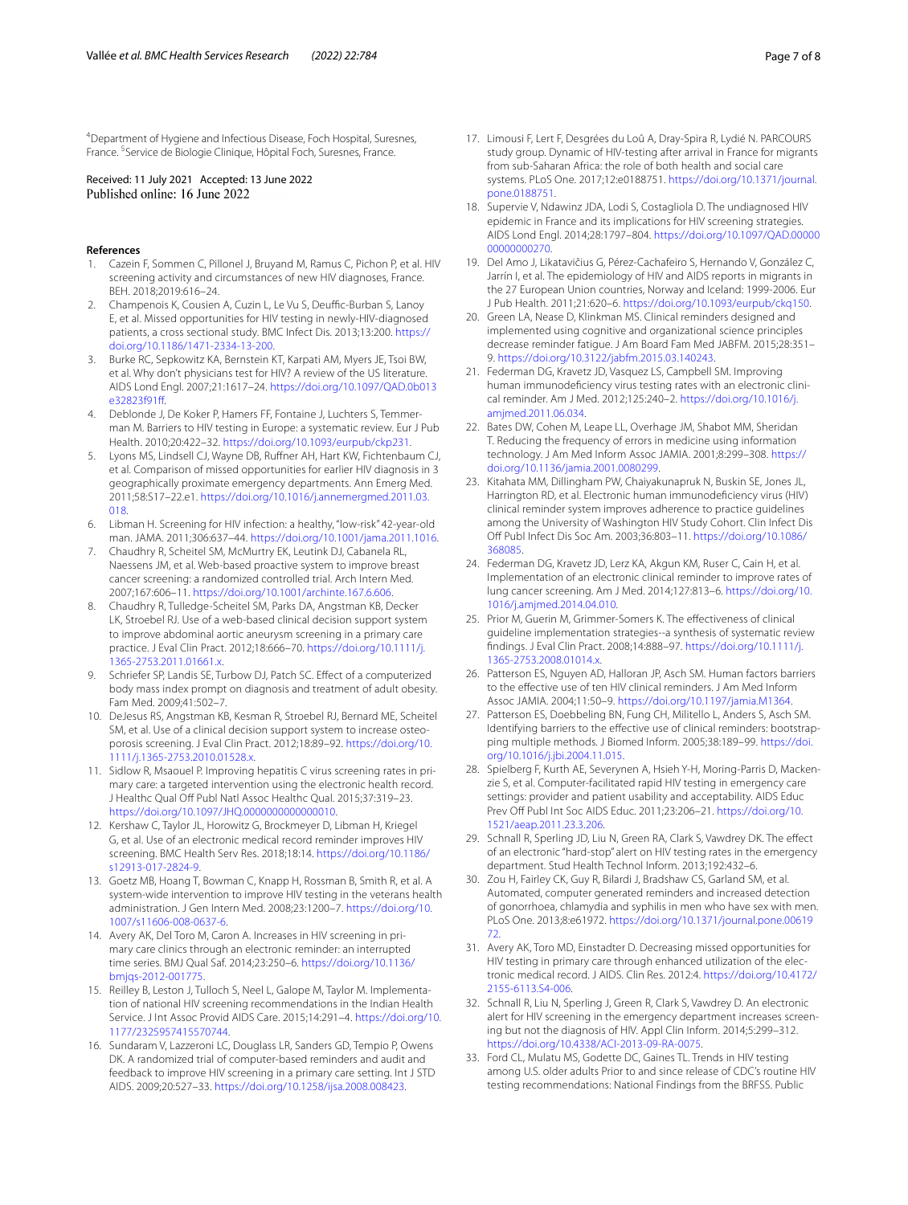[4]Department of Hygiene and Infectious Disease, Foch Hospital, Suresnes, France. [5]Service de Biologie Clinique, Hôpital Foch, Suresnes, France.

Received: 11 July 2021 Accepted: 13 June 2022
Published online: 16 June 2022

## References

1. Cazein F, Sommen C, Pillonel J, Bruyand M, Ramus C, Pichon P, et al. HIV screening activity and circumstances of new HIV diagnoses, France. BEH. 2018;2019:616–24.
2. Champenois K, Cousien A, Cuzin L, Le Vu S, Deuffic-Burban S, Lanoy E, et al. Missed opportunities for HIV testing in newly-HIV-diagnosed patients, a cross sectional study. BMC Infect Dis. 2013;13:200. https://doi.org/10.1186/1471-2334-13-200.
3. Burke RC, Sepkowitz KA, Bernstein KT, Karpati AM, Myers JE, Tsoi BW, et al. Why don't physicians test for HIV? A review of the US literature. AIDS Lond Engl. 2007;21:1617–24. https://doi.org/10.1097/QAD.0b013e32823f91ff.
4. Deblonde J, De Koker P, Hamers FF, Fontaine J, Luchters S, Temmerman M. Barriers to HIV testing in Europe: a systematic review. Eur J Pub Health. 2010;20:422–32. https://doi.org/10.1093/eurpub/ckp231.
5. Lyons MS, Lindsell CJ, Wayne DB, Ruffner AH, Hart KW, Fichtenbaum CJ, et al. Comparison of missed opportunities for earlier HIV diagnosis in 3 geographically proximate emergency departments. Ann Emerg Med. 2011;58:S17–22.e1. https://doi.org/10.1016/j.annemergmed.2011.03.018.
6. Libman H. Screening for HIV infection: a healthy, "low-risk" 42-year-old man. JAMA. 2011;306:637–44. https://doi.org/10.1001/jama.2011.1016.
7. Chaudhry R, Scheitel SM, McMurtry EK, Leutink DJ, Cabanela RL, Naessens JM, et al. Web-based proactive system to improve breast cancer screening: a randomized controlled trial. Arch Intern Med. 2007;167:606–11. https://doi.org/10.1001/archinte.167.6.606.
8. Chaudhry R, Tulledge-Scheitel SM, Parks DA, Angstman KB, Decker LK, Stroebel RJ. Use of a web-based clinical decision support system to improve abdominal aortic aneurysm screening in a primary care practice. J Eval Clin Pract. 2012;18:666–70. https://doi.org/10.1111/j.1365-2753.2011.01661.x.
9. Schriefer SP, Landis SE, Turbow DJ, Patch SC. Effect of a computerized body mass index prompt on diagnosis and treatment of adult obesity. Fam Med. 2009;41:502–7.
10. DeJesus RS, Angstman KB, Kesman R, Stroebel RJ, Bernard ME, Scheitel SM, et al. Use of a clinical decision support system to increase osteoporosis screening. J Eval Clin Pract. 2012;18:89–92. https://doi.org/10.1111/j.1365-2753.2010.01528.x.
11. Sidlow R, Msaouel P. Improving hepatitis C virus screening rates in primary care: a targeted intervention using the electronic health record. J Healthc Qual Off Publ Natl Assoc Healthc Qual. 2015;37:319–23. https://doi.org/10.1097/JHQ.0000000000000010.
12. Kershaw C, Taylor JL, Horowitz G, Brockmeyer D, Libman H, Kriegel G, et al. Use of an electronic medical record reminder improves HIV screening. BMC Health Serv Res. 2018;18:14. https://doi.org/10.1186/s12913-017-2824-9.
13. Goetz MB, Hoang T, Bowman C, Knapp H, Rossman B, Smith R, et al. A system-wide intervention to improve HIV testing in the veterans health administration. J Gen Intern Med. 2008;23:1200–7. https://doi.org/10.1007/s11606-008-0637-6.
14. Avery AK, Del Toro M, Caron A. Increases in HIV screening in primary care clinics through an electronic reminder: an interrupted time series. BMJ Qual Saf. 2014;23:250–6. https://doi.org/10.1136/bmjqs-2012-001775.
15. Reilley B, Leston J, Tulloch S, Neel L, Galope M, Taylor M. Implementation of national HIV screening recommendations in the Indian Health Service. J Int Assoc Provid AIDS Care. 2015;14:291–4. https://doi.org/10.1177/2325957415570744.
16. Sundaram V, Lazzeroni LC, Douglass LR, Sanders GD, Tempio P, Owens DK. A randomized trial of computer-based reminders and audit and feedback to improve HIV screening in a primary care setting. Int J STD AIDS. 2009;20:527–33. https://doi.org/10.1258/ijsa.2008.008423.
17. Limousi F, Lert F, Desgrées du Loû A, Dray-Spira R, Lydié N. PARCOURS study group. Dynamic of HIV-testing after arrival in France for migrants from sub-Saharan Africa: the role of both health and social care systems. PLoS One. 2017;12:e0188751. https://doi.org/10.1371/journal.pone.0188751.
18. Supervie V, Ndawinz JDA, Lodi S, Costagliola D. The undiagnosed HIV epidemic in France and its implications for HIV screening strategies. AIDS Lond Engl. 2014;28:1797–804. https://doi.org/10.1097/QAD.0000000000000270.
19. Del Amo J, Likatavičius G, Pérez-Cachafeiro S, Hernando V, González C, Jarrín I, et al. The epidemiology of HIV and AIDS reports in migrants in the 27 European Union countries, Norway and Iceland: 1999-2006. Eur J Pub Health. 2011;21:620–6. https://doi.org/10.1093/eurpub/ckq150.
20. Green LA, Nease D, Klinkman MS. Clinical reminders designed and implemented using cognitive and organizational science principles decrease reminder fatigue. J Am Board Fam Med JABFM. 2015;28:351–9. https://doi.org/10.3122/jabfm.2015.03.140243.
21. Federman DG, Kravetz JD, Vasquez LS, Campbell SM. Improving human immunodeficiency virus testing rates with an electronic clinical reminder. Am J Med. 2012;125:240–2. https://doi.org/10.1016/j.amjmed.2011.06.034.
22. Bates DW, Cohen M, Leape LL, Overhage JM, Shabot MM, Sheridan T. Reducing the frequency of errors in medicine using information technology. J Am Med Inform Assoc JAMIA. 2001;8:299–308. https://doi.org/10.1136/jamia.2001.0080299.
23. Kitahata MM, Dillingham PW, Chaiyakunapruk N, Buskin SE, Jones JL, Harrington RD, et al. Electronic human immunodeficiency virus (HIV) clinical reminder system improves adherence to practice guidelines among the University of Washington HIV Study Cohort. Clin Infect Dis Off Publ Infect Dis Soc Am. 2003;36:803–11. https://doi.org/10.1086/368085.
24. Federman DG, Kravetz JD, Lerz KA, Akgun KM, Ruser C, Cain H, et al. Implementation of an electronic clinical reminder to improve rates of lung cancer screening. Am J Med. 2014;127:813–6. https://doi.org/10.1016/j.amjmed.2014.04.010.
25. Prior M, Guerin M, Grimmer-Somers K. The effectiveness of clinical guideline implementation strategies--a synthesis of systematic review findings. J Eval Clin Pract. 2008;14:888–97. https://doi.org/10.1111/j.1365-2753.2008.01014.x.
26. Patterson ES, Nguyen AD, Halloran JP, Asch SM. Human factors barriers to the effective use of ten HIV clinical reminders. J Am Med Inform Assoc JAMIA. 2004;11:50–9. https://doi.org/10.1197/jamia.M1364.
27. Patterson ES, Doebbeling BN, Fung CH, Militello L, Anders S, Asch SM. Identifying barriers to the effective use of clinical reminders: bootstrapping multiple methods. J Biomed Inform. 2005;38:189–99. https://doi.org/10.1016/j.jbi.2004.11.015.
28. Spielberg F, Kurth AE, Severynen A, Hsieh Y-H, Moring-Parris D, Mackenzie S, et al. Computer-facilitated rapid HIV testing in emergency care settings: provider and patient usability and acceptability. AIDS Educ Prev Off Publ Int Soc AIDS Educ. 2011;23:206–21. https://doi.org/10.1521/aeap.2011.23.3.206.
29. Schnall R, Sperling JD, Liu N, Green RA, Clark S, Vawdrey DK. The effect of an electronic "hard-stop" alert on HIV testing rates in the emergency department. Stud Health Technol Inform. 2013;192:432–6.
30. Zou H, Fairley CK, Guy R, Bilardi J, Bradshaw CS, Garland SM, et al. Automated, computer generated reminders and increased detection of gonorrhoea, chlamydia and syphilis in men who have sex with men. PLoS One. 2013;8:e61972. https://doi.org/10.1371/journal.pone.0061972.
31. Avery AK, Toro MD, Einstadter D. Decreasing missed opportunities for HIV testing in primary care through enhanced utilization of the electronic medical record. J AIDS. Clin Res. 2012:4. https://doi.org/10.4172/2155-6113.S4-006.
32. Schnall R, Liu N, Sperling J, Green R, Clark S, Vawdrey D. An electronic alert for HIV screening in the emergency department increases screening but not the diagnosis of HIV. Appl Clin Inform. 2014;5:299–312. https://doi.org/10.4338/ACI-2013-09-RA-0075.
33. Ford CL, Mulatu MS, Godette DC, Gaines TL. Trends in HIV testing among U.S. older adults Prior to and since release of CDC's routine HIV testing recommendations: National Findings from the BRFSS. Public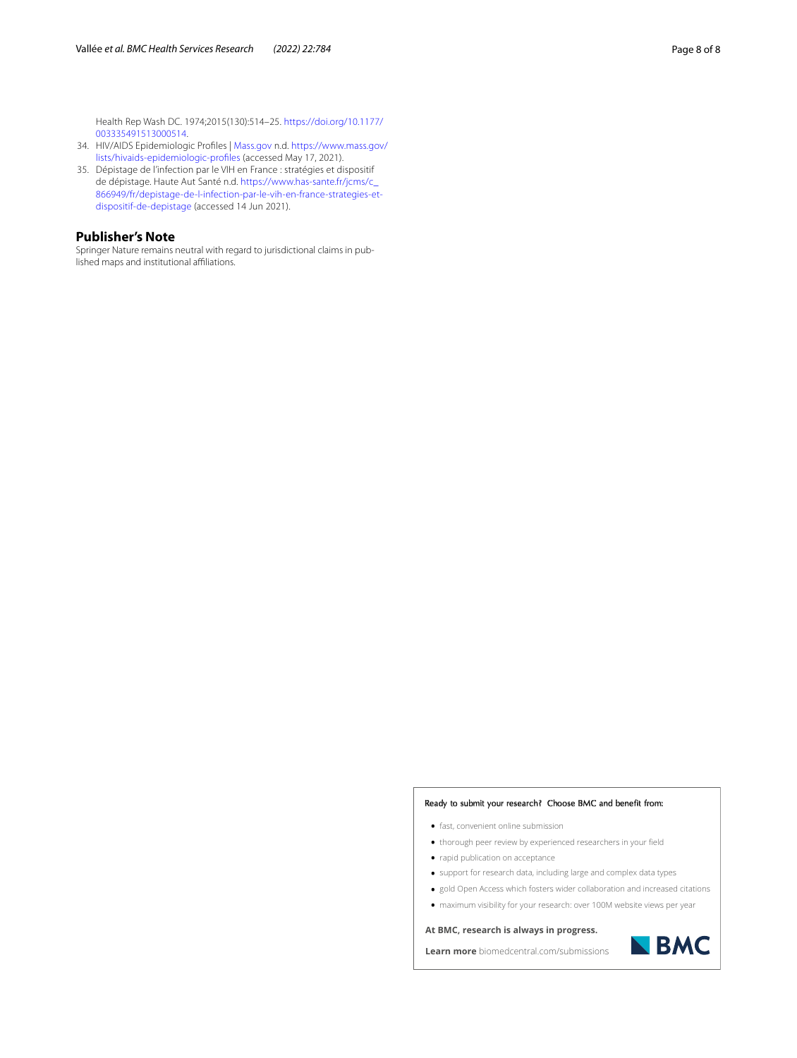Health Rep Wash DC. 1974;2015(130):514–25. https://doi.org/10.1177/003335491513000514.

34. HIV/AIDS Epidemiologic Profiles | Mass.gov n.d. https://www.mass.gov/lists/hivaids-epidemiologic-profiles (accessed May 17, 2021).
35. Dépistage de l'infection par le VIH en France : stratégies et dispositif de dépistage. Haute Aut Santé n.d. https://www.has-sante.fr/jcms/c_866949/fr/depistage-de-l-infection-par-le-vih-en-france-strategies-et-dispositif-de-depistage (accessed 14 Jun 2021).

## Publisher's Note

Springer Nature remains neutral with regard to jurisdictional claims in published maps and institutional affiliations.

Ready to submit your research? Choose BMC and benefit from:

- fast, convenient online submission
- thorough peer review by experienced researchers in your field
- rapid publication on acceptance
- support for research data, including large and complex data types
- gold Open Access which fosters wider collaboration and increased citations
- maximum visibility for your research: over 100M website views per year

**At BMC, research is always in progress.**

**Learn more** biomedcentral.com/submissions

BMC